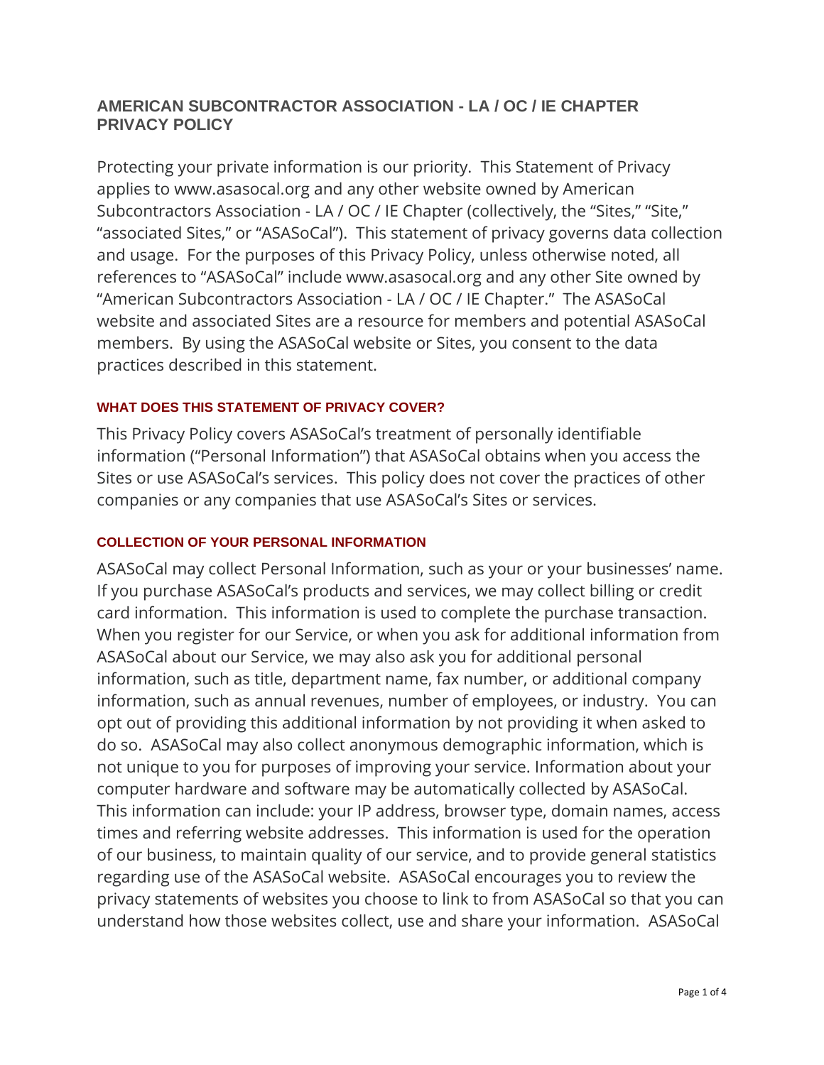# AMERICAN SUBCONTRACTOR ASSOCIATION - LA / OC / IE CHAPTER PRIVACY POLICY

Protecting your private information is our priority. This Statement of Privacy applies to www.asasocal.org and any other website owned by American Subcontractors Association - LA / OC / IE Chapter (collectively, the "Sites," "Site," "associated Sites," or "ASASoCal"). This statement of privacy governs data collection and usage. For the purposes of this Privacy Policy, unless otherwise noted, all references to "ASASoCal" include www.asasocal.org and any other Site owned by "American Subcontractors Association - LA / OC / IE Chapter." The ASASoCal website and associated Sites are a resource for members and potential ASASoCal members. By using the ASASoCal website or Sites, you consent to the data practices described in this statement.

## WHAT DOES THIS STATEMENT OF PRIVACY COVER?

This Privacy Policy covers ASASoCal's treatment of personally identifiable information ("Personal Information") that ASASoCal obtains when you access the Sites or use ASASoCal's services. This policy does not cover the practices of other companies or any companies that use ASASoCal's Sites or services.

## COLLECTION OF YOUR PERSONAL INFORMATION

ASASoCal may collect Personal Information, such as your or your businesses' name. If you purchase ASASoCal's products and services, we may collect billing or credit card information. This information is used to complete the purchase transaction. When you register for our Service, or when you ask for additional information from ASASoCal about our Service, we may also ask you for additional personal information, such as title, department name, fax number, or additional company information, such as annual revenues, number of employees, or industry. You can opt out of providing this additional information by not providing it when asked to do so. ASASoCal may also collect anonymous demographic information, which is not unique to you for purposes of improving your service. Information about your computer hardware and software may be automatically collected by ASASoCal. This information can include: your IP address, browser type, domain names, access times and referring website addresses. This information is used for the operation of our business, to maintain quality of our service, and to provide general statistics regarding use of the ASASoCal website. ASASoCal encourages you to review the privacy statements of websites you choose to link to from ASASoCal so that you can understand how those websites collect, use and share your information. ASASoCal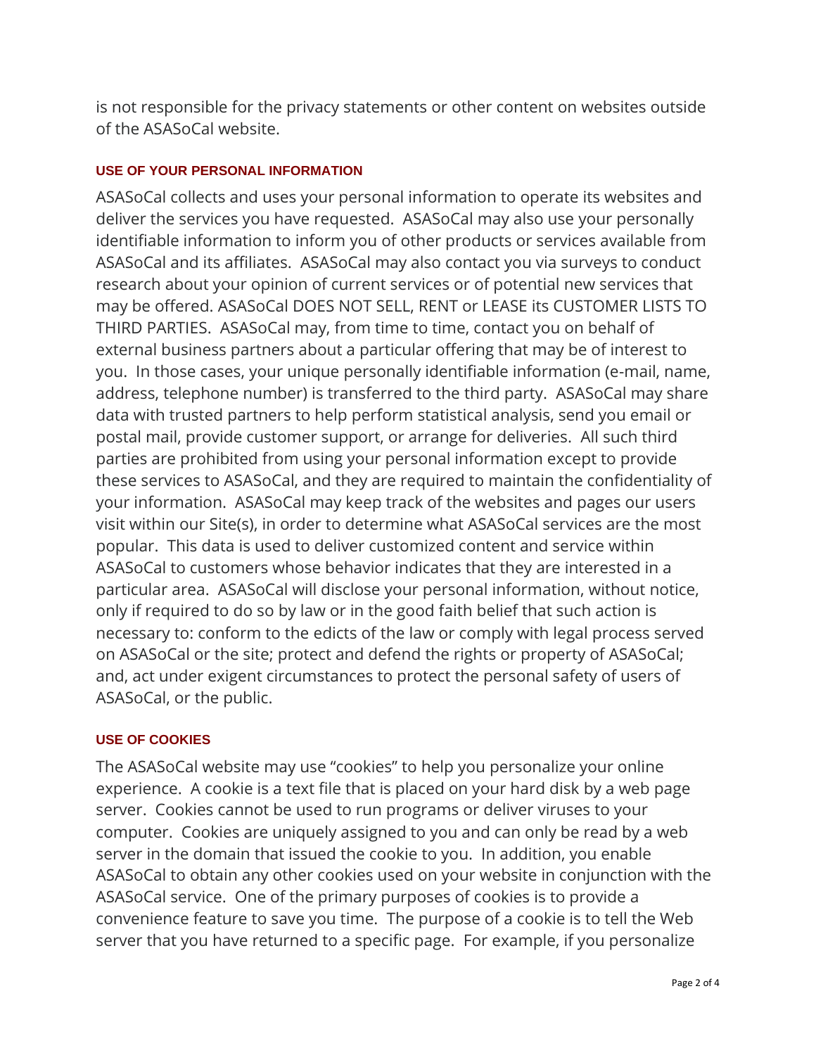is not responsible for the privacy statements or other content on websites outside of the ASASoCal website.

## USE OF YOUR PERSONAL INFORMATION

ASASoCal collects and uses your personal information to operate its websites and deliver the services you have requested. ASASoCal may also use your personally identifiable information to inform you of other products or services available from ASASoCal and its affiliates. ASASoCal may also contact you via surveys to conduct research about your opinion of current services or of potential new services that may be offered. ASASoCal DOES NOT SELL, RENT or LEASE its CUSTOMER LISTS TO THIRD PARTIES. ASASoCal may, from time to time, contact you on behalf of external business partners about a particular offering that may be of interest to you. In those cases, your unique personally identifiable information (e-mail, name, address, telephone number) is transferred to the third party. ASASoCal may share data with trusted partners to help perform statistical analysis, send you email or postal mail, provide customer support, or arrange for deliveries. All such third parties are prohibited from using your personal information except to provide these services to ASASoCal, and they are required to maintain the confidentiality of your information. ASASoCal may keep track of the websites and pages our users visit within our Site(s), in order to determine what ASASoCal services are the most popular. This data is used to deliver customized content and service within ASASoCal to customers whose behavior indicates that they are interested in a particular area. ASASoCal will disclose your personal information, without notice, only if required to do so by law or in the good faith belief that such action is necessary to: conform to the edicts of the law or comply with legal process served on ASASoCal or the site; protect and defend the rights or property of ASASoCal; and, act under exigent circumstances to protect the personal safety of users of ASASoCal, or the public.

## USE OF COOKIES

The ASASoCal website may use "cookies" to help you personalize your online experience. A cookie is a text file that is placed on your hard disk by a web page server. Cookies cannot be used to run programs or deliver viruses to your computer. Cookies are uniquely assigned to you and can only be read by a web server in the domain that issued the cookie to you. In addition, you enable ASASoCal to obtain any other cookies used on your website in conjunction with the ASASoCal service. One of the primary purposes of cookies is to provide a convenience feature to save you time. The purpose of a cookie is to tell the Web server that you have returned to a specific page. For example, if you personalize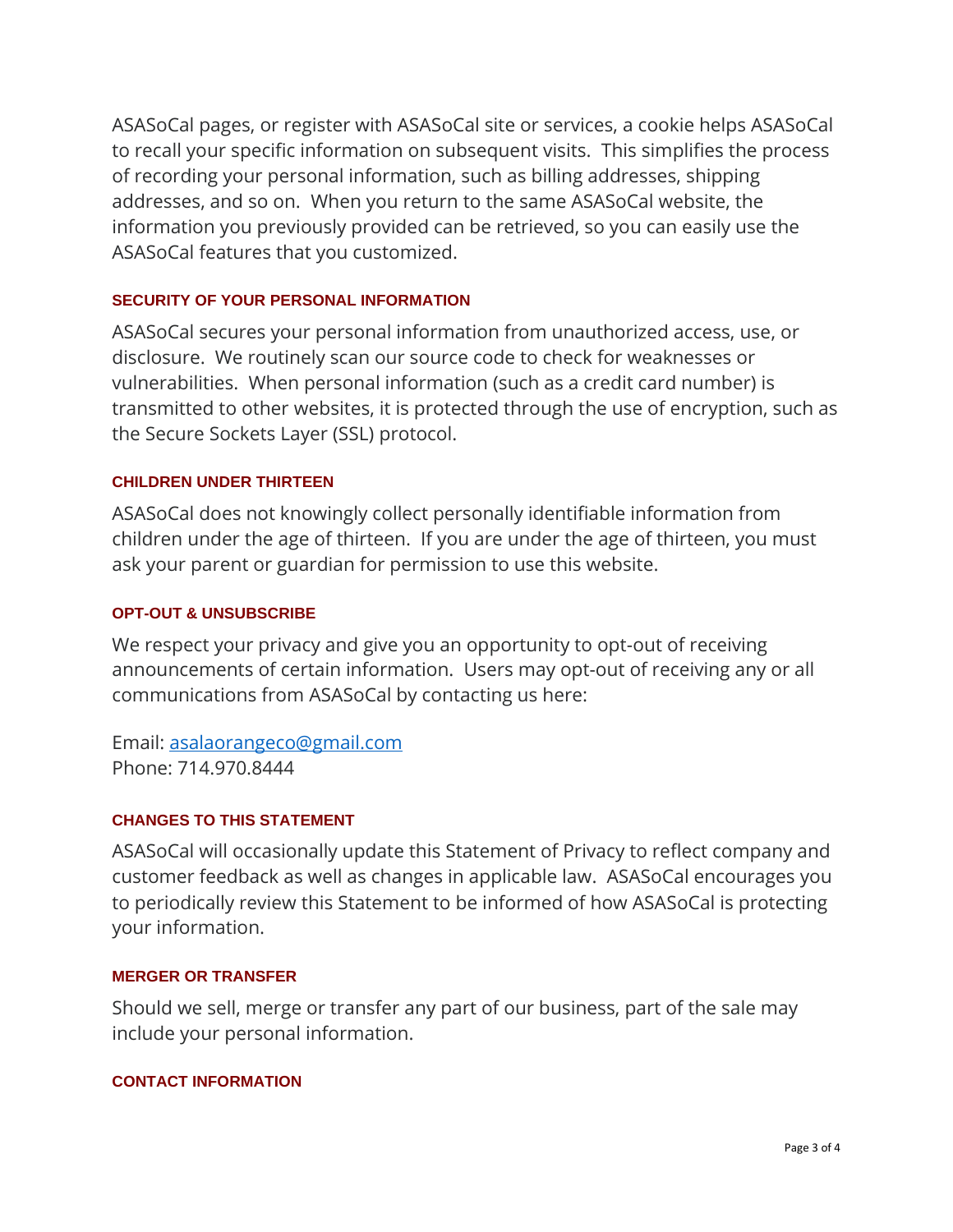ASASoCal pages, or register with ASASoCal site or services, a cookie helps ASASoCal to recall your specific information on subsequent visits. This simplifies the process of recording your personal information, such as billing addresses, shipping addresses, and so on. When you return to the same ASASoCal website, the information you previously provided can be retrieved, so you can easily use the ASASoCal features that you customized.

### SECURITY OF YOUR PERSONAL INFORMATION

ASASoCal secures your personal information from unauthorized access, use, or disclosure. We routinely scan our source code to check for weaknesses or vulnerabilities. When personal information (such as a credit card number) is transmitted to other websites, it is protected through the use of encryption, such as the Secure Sockets Layer (SSL) protocol.

### CHILDREN UNDER THIRTEEN

ASASoCal does not knowingly collect personally identifiable information from children under the age of thirteen. If you are under the age of thirteen, you must ask your parent or guardian for permission to use this website.

### OPT-OUT & UNSUBSCRIBE

We respect your privacy and give you an opportunity to opt-out of receiving announcements of certain information. Users may opt-out of receiving any or all communications from ASASoCal by contacting us here:

Email: [asalaorangeco@gmail.com](mailto:asalaorangeco@gmail.com)
Phone: 714.970.8444

### CHANGES TO THIS STATEMENT

ASASoCal will occasionally update this Statement of Privacy to reflect company and customer feedback as well as changes in applicable law. ASASoCal encourages you to periodically review this Statement to be informed of how ASASoCal is protecting your information.

### MERGER OR TRANSFER

Should we sell, merge or transfer any part of our business, part of the sale may include your personal information.

### CONTACT INFORMATION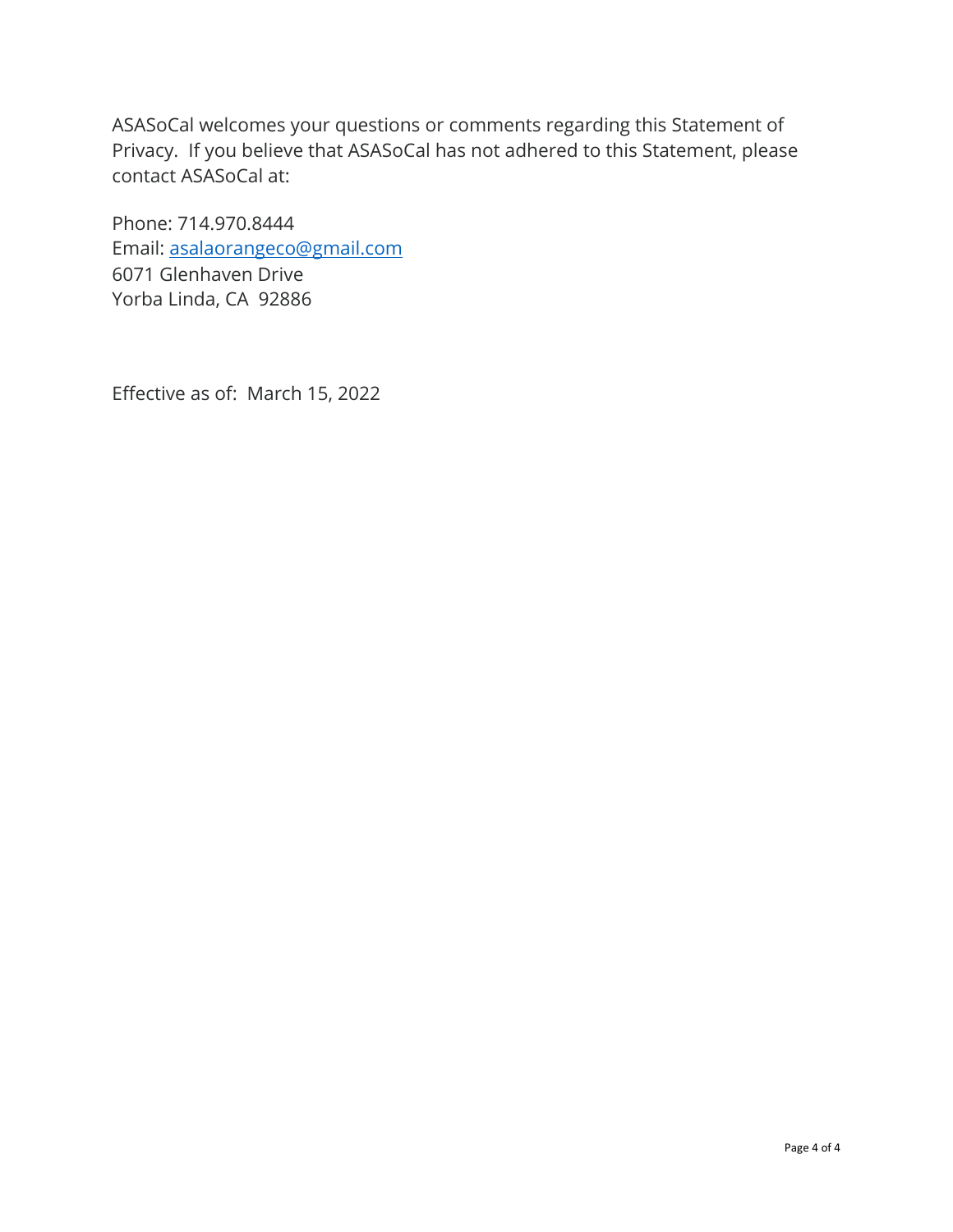ASASoCal welcomes your questions or comments regarding this Statement of Privacy. If you believe that ASASoCal has not adhered to this Statement, please contact ASASoCal at:

Phone: 714.970.8444
Email: [asalaorangeco@gmail.com](mailto:asalaorangeco@gmail.com)
6071 Glenhaven Drive
Yorba Linda, CA 92886

Effective as of: March 15, 2022